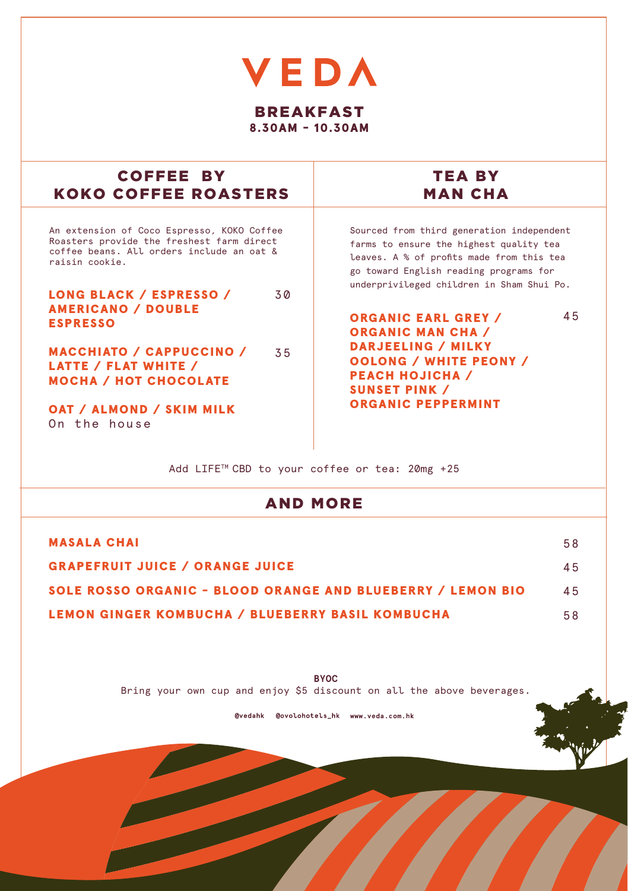# VEDA

## BREAKFAST

**8.30AM - 10.30AM**

## COFFEE BY KOKO COFFEE ROASTERS

An extension of Coco Espresso, KOKO Coffee Roasters provide the freshest farm direct coffee beans. All orders include an oat & raisin cookie.

| Item | Price |
| --- | --- |
| **LONG BLACK / ESPRESSO / AMERICANO / DOUBLE ESPRESSO** | 30 |
| **MACCHIATO / CAPPUCCINO / LATTE / FLAT WHITE / MOCHA / HOT CHOCOLATE** | 35 |

**OAT / ALMOND / SKIM MILK**
On the house

## TEA BY MAN CHA

Sourced from third generation independent farms to ensure the highest quality tea leaves. A % of profits made from this tea go toward English reading programs for underprivileged children in Sham Shui Po.

| Item | Price |
| --- | --- |
| **ORGANIC EARL GREY / ORGANIC MAN CHA / DARJEELING / MILKY OOLONG / WHITE PEONY / PEACH HOJICHA / SUNSET PINK / ORGANIC PEPPERMINT** | 45 |

Add LIFE™ CBD to your coffee or tea: 20mg +25

## AND MORE

| Item | Price |
| --- | --- |
| **MASALA CHAI** | 58 |
| **GRAPEFRUIT JUICE / ORANGE JUICE** | 45 |
| **SOLE ROSSO ORGANIC - BLOOD ORANGE AND BLUEBERRY / LEMON BIO** | 45 |
| **LEMON GINGER KOMBUCHA / BLUEBERRY BASIL KOMBUCHA** | 58 |

**BYOC**
Bring your own cup and enjoy $5 discount on all the above beverages.

@vedahk @ovolohotels_hk www.veda.com.hk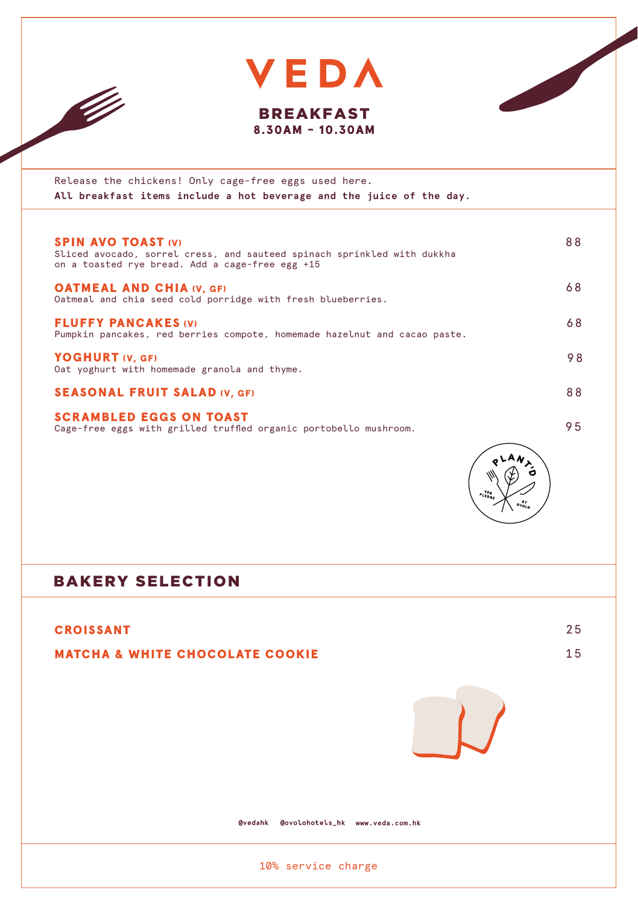# VEDA

## BREAKFAST

**8.30AM - 10.30AM**

Release the chickens! Only cage-free eggs used here.

**All breakfast items include a hot beverage and the juice of the day.**

**SPIN AVO TOAST (V)** — 88
Sliced avocado, sorrel cress, and sauteed spinach sprinkled with dukkha on a toasted rye bread. Add a cage-free egg +15

**OATMEAL AND CHIA (V, GF)** — 68
Oatmeal and chia seed cold porridge with fresh blueberries.

**FLUFFY PANCAKES (V)** — 68
Pumpkin pancakes, red berries compote, homemade hazelnut and cacao paste.

**YOGHURT (V, GF)** — 98
Oat yoghurt with homemade granola and thyme.

**SEASONAL FRUIT SALAD (V, GF)** — 88

**SCRAMBLED EGGS ON TOAST** — 95
Cage-free eggs with grilled truffled organic portobello mushroom.

PLANT'D
VEG PLEDGE BY OVOLO

## BAKERY SELECTION

**CROISSANT** — 25

**MATCHA & WHITE CHOCOLATE COOKIE** — 15

@vedahk @ovolohotels_hk www.veda.com.hk

10% service charge